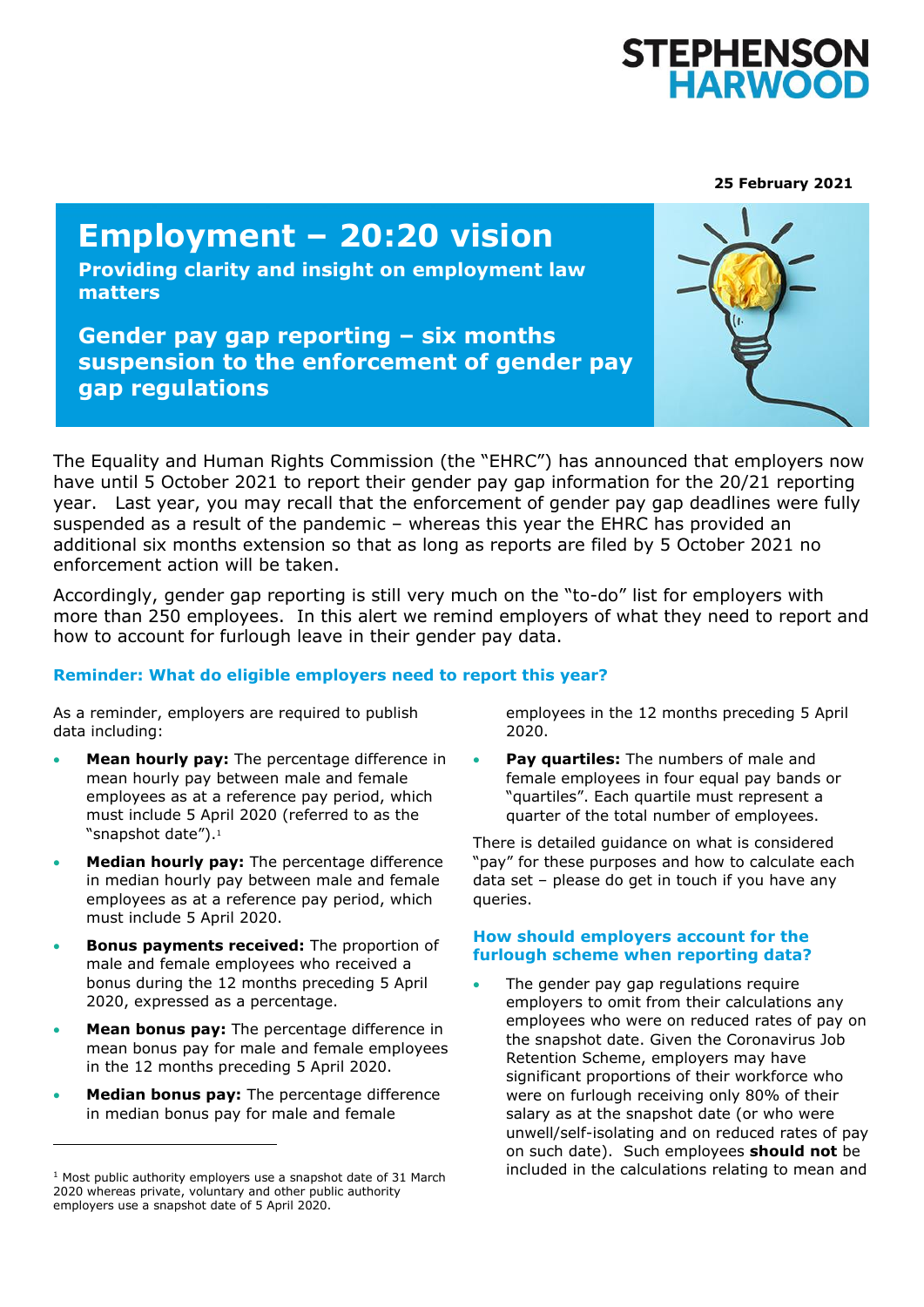**STEPHENSON HARWOOD**

**25 February 2021**

# Employment – 20:20 vision

**Providing clarity and insight on employment law matters**

## Gender pay gap reporting – six months suspension to the enforcement of gender pay gap regulations

The Equality and Human Rights Commission (the "EHRC") has announced that employers now have until 5 October 2021 to report their gender pay gap information for the 20/21 reporting year. Last year, you may recall that the enforcement of gender pay gap deadlines were fully suspended as a result of the pandemic – whereas this year the EHRC has provided an additional six months extension so that as long as reports are filed by 5 October 2021 no enforcement action will be taken.

Accordingly, gender gap reporting is still very much on the "to-do" list for employers with more than 250 employees. In this alert we remind employers of what they need to report and how to account for furlough leave in their gender pay data.

### Reminder: What do eligible employers need to report this year?

As a reminder, employers are required to publish data including:

- **Mean hourly pay:** The percentage difference in mean hourly pay between male and female employees as at a reference pay period, which must include 5 April 2020 (referred to as the "snapshot date").[1]
- **Median hourly pay:** The percentage difference in median hourly pay between male and female employees as at a reference pay period, which must include 5 April 2020.
- **Bonus payments received:** The proportion of male and female employees who received a bonus during the 12 months preceding 5 April 2020, expressed as a percentage.
- **Mean bonus pay:** The percentage difference in mean bonus pay for male and female employees in the 12 months preceding 5 April 2020.
- **Median bonus pay:** The percentage difference in median bonus pay for male and female employees in the 12 months preceding 5 April 2020.
- **Pay quartiles:** The numbers of male and female employees in four equal pay bands or "quartiles". Each quartile must represent a quarter of the total number of employees.

There is detailed guidance on what is considered "pay" for these purposes and how to calculate each data set – please do get in touch if you have any queries.

### How should employers account for the furlough scheme when reporting data?

- The gender pay gap regulations require employers to omit from their calculations any employees who were on reduced rates of pay on the snapshot date. Given the Coronavirus Job Retention Scheme, employers may have significant proportions of their workforce who were on furlough receiving only 80% of their salary as at the snapshot date (or who were unwell/self-isolating and on reduced rates of pay on such date). Such employees **should not** be included in the calculations relating to mean and

[1] Most public authority employers use a snapshot date of 31 March 2020 whereas private, voluntary and other public authority employers use a snapshot date of 5 April 2020.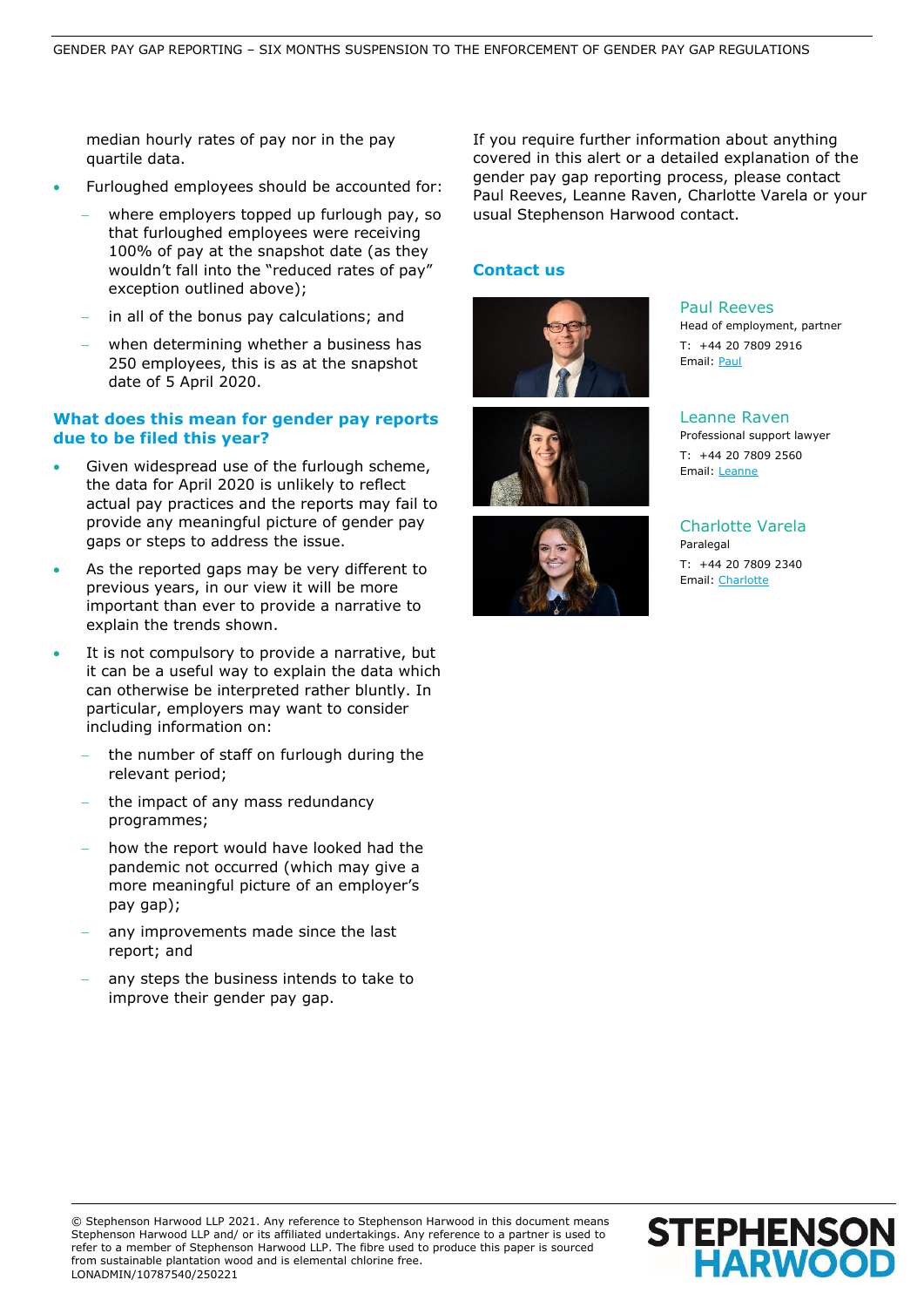median hourly rates of pay nor in the pay quartile data.

- Furloughed employees should be accounted for:
  - where employers topped up furlough pay, so that furloughed employees were receiving 100% of pay at the snapshot date (as they wouldn't fall into the "reduced rates of pay" exception outlined above);
  - in all of the bonus pay calculations; and
  - when determining whether a business has 250 employees, this is as at the snapshot date of 5 April 2020.

## What does this mean for gender pay reports due to be filed this year?

- Given widespread use of the furlough scheme, the data for April 2020 is unlikely to reflect actual pay practices and the reports may fail to provide any meaningful picture of gender pay gaps or steps to address the issue.
- As the reported gaps may be very different to previous years, in our view it will be more important than ever to provide a narrative to explain the trends shown.
- It is not compulsory to provide a narrative, but it can be a useful way to explain the data which can otherwise be interpreted rather bluntly. In particular, employers may want to consider including information on:
  - the number of staff on furlough during the relevant period;
  - the impact of any mass redundancy programmes;
  - how the report would have looked had the pandemic not occurred (which may give a more meaningful picture of an employer's pay gap);
  - any improvements made since the last report; and
  - any steps the business intends to take to improve their gender pay gap.

If you require further information about anything covered in this alert or a detailed explanation of the gender pay gap reporting process, please contact Paul Reeves, Leanne Raven, Charlotte Varela or your usual Stephenson Harwood contact.

## Contact us

**Paul Reeves**
Head of employment, partner
T: +44 20 7809 2916
Email: Paul

**Leanne Raven**
Professional support lawyer
T: +44 20 7809 2560
Email: Leanne

**Charlotte Varela**
Paralegal
T: +44 20 7809 2340
Email: Charlotte

© Stephenson Harwood LLP 2021. Any reference to Stephenson Harwood in this document means Stephenson Harwood LLP and/ or its affiliated undertakings. Any reference to a partner is used to refer to a member of Stephenson Harwood LLP. The fibre used to produce this paper is sourced from sustainable plantation wood and is elemental chlorine free.
LONADMIN/10787540/250221